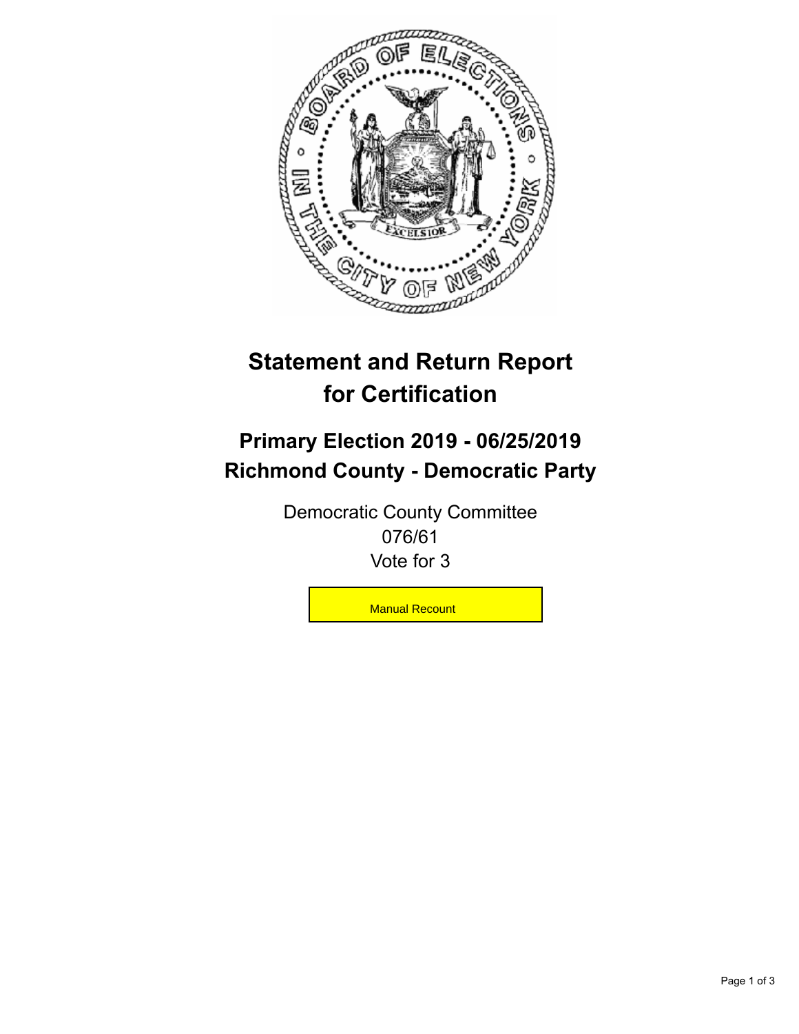# Statement and Return Report for Certification

## Primary Election 2019 - 06/25/2019
## Richmond County - Democratic Party

Democratic County Committee
076/61
Vote for 3

Manual Recount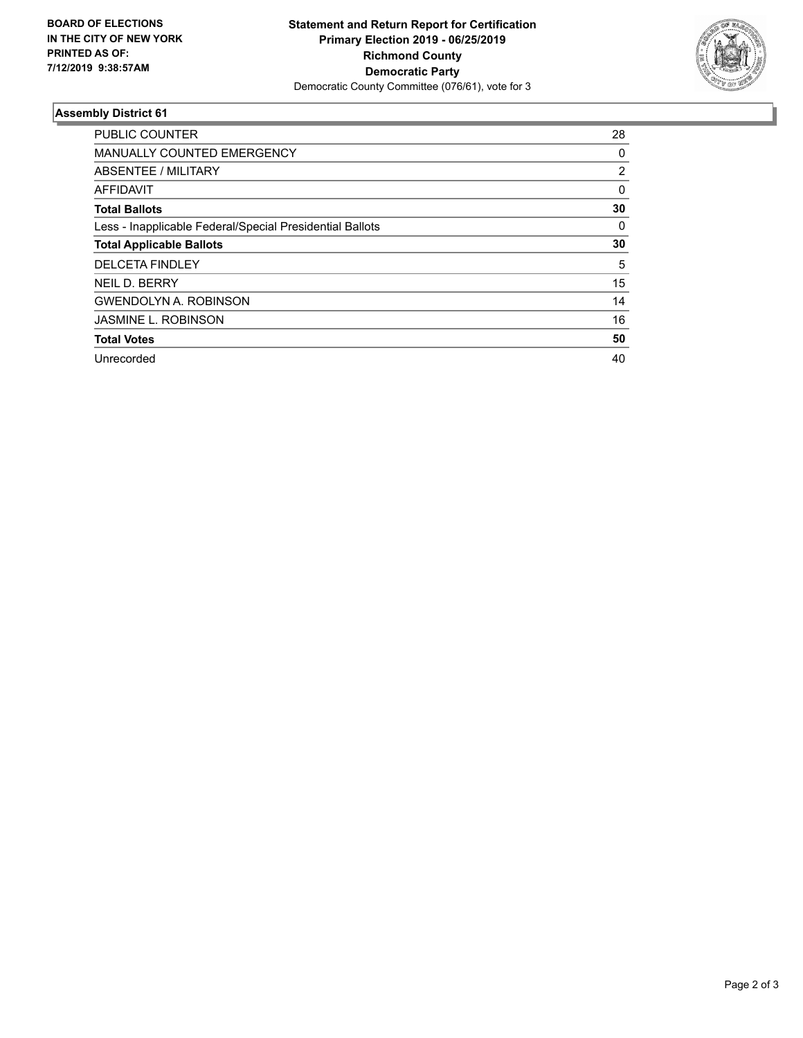BOARD OF ELECTIONS
IN THE CITY OF NEW YORK
PRINTED AS OF:
7/12/2019 9:38:57AM

**Statement and Return Report for Certification**
**Primary Election 2019 - 06/25/2019**
**Richmond County**
**Democratic Party**
Democratic County Committee (076/61), vote for 3

## Assembly District 61

| | |
|---|---|
| PUBLIC COUNTER | 28 |
| MANUALLY COUNTED EMERGENCY | 0 |
| ABSENTEE / MILITARY | 2 |
| AFFIDAVIT | 0 |
| **Total Ballots** | **30** |
| Less - Inapplicable Federal/Special Presidential Ballots | 0 |
| **Total Applicable Ballots** | **30** |
| DELCETA FINDLEY | 5 |
| NEIL D. BERRY | 15 |
| GWENDOLYN A. ROBINSON | 14 |
| JASMINE L. ROBINSON | 16 |
| **Total Votes** | **50** |
| Unrecorded | 40 |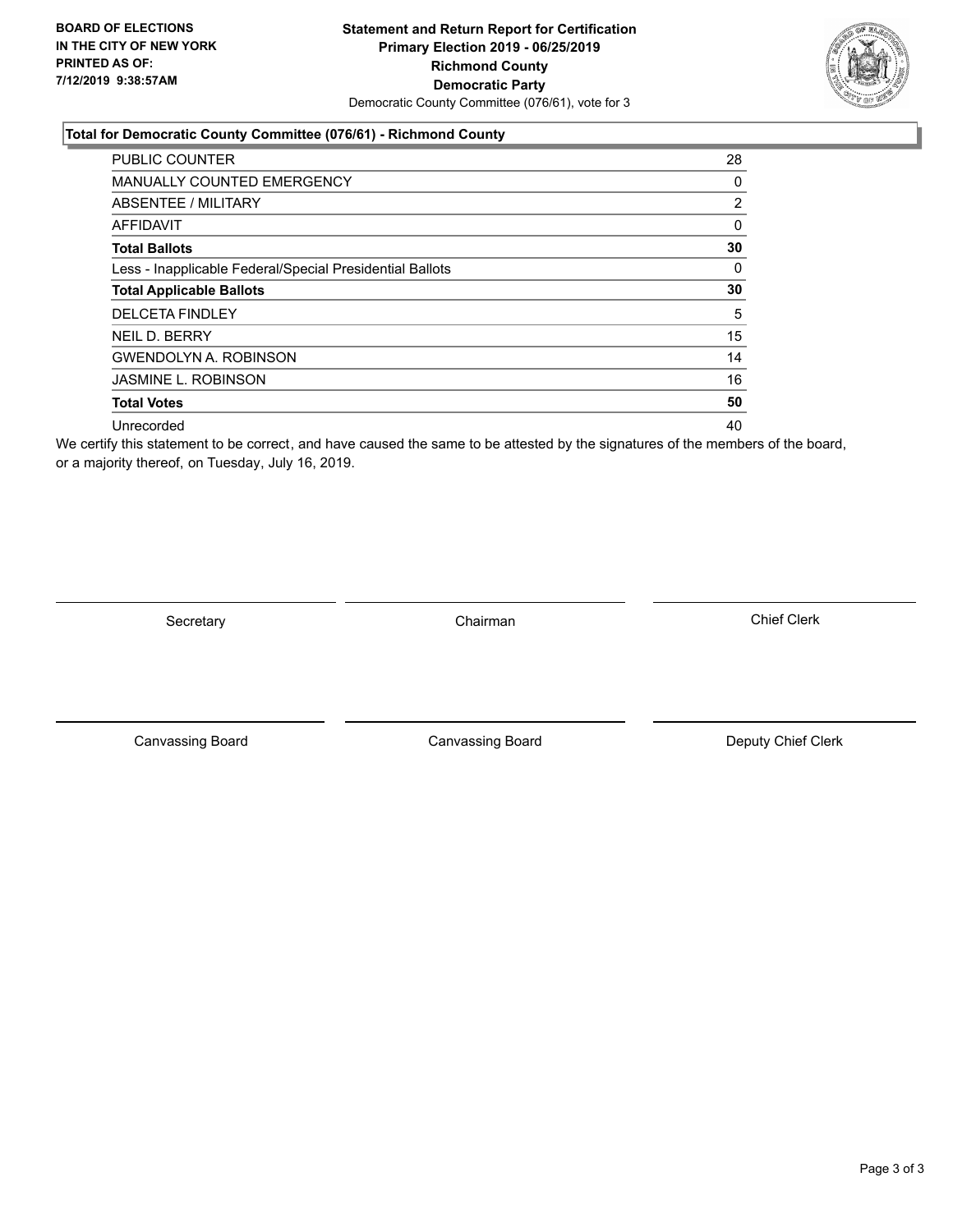**BOARD OF ELECTIONS IN THE CITY OF NEW YORK PRINTED AS OF: 7/12/2019 9:38:57AM**

**Statement and Return Report for Certification**
**Primary Election 2019 - 06/25/2019**
**Richmond County**
**Democratic Party**
Democratic County Committee (076/61), vote for 3

### Total for Democratic County Committee (076/61) - Richmond County

| | |
|---|---|
| PUBLIC COUNTER | 28 |
| MANUALLY COUNTED EMERGENCY | 0 |
| ABSENTEE / MILITARY | 2 |
| AFFIDAVIT | 0 |
| **Total Ballots** | **30** |
| Less - Inapplicable Federal/Special Presidential Ballots | 0 |
| **Total Applicable Ballots** | **30** |
| DELCETA FINDLEY | 5 |
| NEIL D. BERRY | 15 |
| GWENDOLYN A. ROBINSON | 14 |
| JASMINE L. ROBINSON | 16 |
| **Total Votes** | **50** |
| Unrecorded | 40 |

We certify this statement to be correct, and have caused the same to be attested by the signatures of the members of the board, or a majority thereof, on Tuesday, July 16, 2019.

Secretary

Chairman

Chief Clerk

Canvassing Board

Canvassing Board

Deputy Chief Clerk